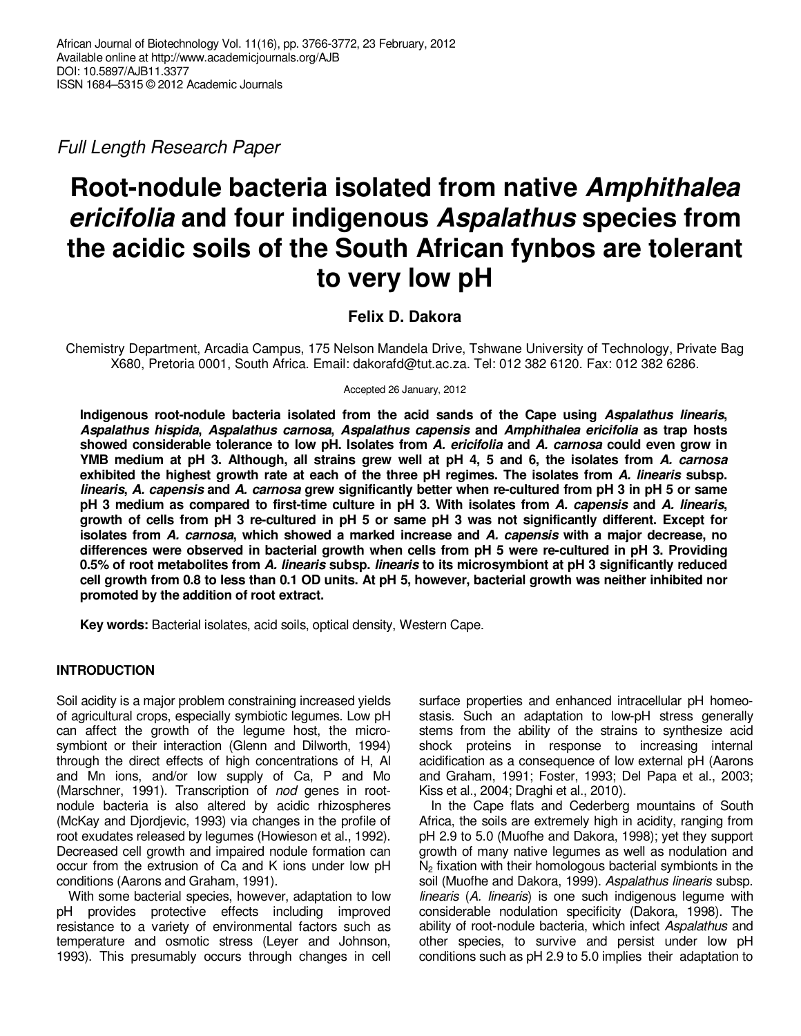*Full Length Research Paper*

# Root-nodule bacteria isolated from native *Amphithalea ericifolia* and four indigenous *Aspalathus* species from the acidic soils of the South African fynbos are tolerant to very low pH

**Felix D. Dakora**

Chemistry Department, Arcadia Campus, 175 Nelson Mandela Drive, Tshwane University of Technology, Private Bag X680, Pretoria 0001, South Africa. Email: dakorafd@tut.ac.za. Tel: 012 382 6120. Fax: 012 382 6286.

Accepted 26 January, 2012

**Indigenous root-nodule bacteria isolated from the acid sands of the Cape using *Aspalathus linearis*, *Aspalathus hispida*, *Aspalathus carnosa*, *Aspalathus capensis* and *Amphithalea ericifolia* as trap hosts showed considerable tolerance to low pH. Isolates from *A. ericifolia* and *A. carnosa* could even grow in YMB medium at pH 3. Although, all strains grew well at pH 4, 5 and 6, the isolates from *A. carnosa* exhibited the highest growth rate at each of the three pH regimes. The isolates from *A. linearis* subsp. *linearis*, *A. capensis* and *A. carnosa* grew significantly better when re-cultured from pH 3 in pH 5 or same pH 3 medium as compared to first-time culture in pH 3. With isolates from *A. capensis* and *A. linearis*, growth of cells from pH 3 re-cultured in pH 5 or same pH 3 was not significantly different. Except for isolates from *A. carnosa*, which showed a marked increase and *A. capensis* with a major decrease, no differences were observed in bacterial growth when cells from pH 5 were re-cultured in pH 3. Providing 0.5% of root metabolites from *A. linearis* subsp. *linearis* to its microsymbiont at pH 3 significantly reduced cell growth from 0.8 to less than 0.1 OD units. At pH 5, however, bacterial growth was neither inhibited nor promoted by the addition of root extract.**

**Key words:** Bacterial isolates, acid soils, optical density, Western Cape.

## INTRODUCTION

Soil acidity is a major problem constraining increased yields of agricultural crops, especially symbiotic legumes. Low pH can affect the growth of the legume host, the microsymbiont or their interaction (Glenn and Dilworth, 1994) through the direct effects of high concentrations of H, Al and Mn ions, and/or low supply of Ca, P and Mo (Marschner, 1991). Transcription of *nod* genes in root-nodule bacteria is also altered by acidic rhizospheres (McKay and Djordjevic, 1993) via changes in the profile of root exudates released by legumes (Howieson et al., 1992). Decreased cell growth and impaired nodule formation can occur from the extrusion of Ca and K ions under low pH conditions (Aarons and Graham, 1991).

With some bacterial species, however, adaptation to low pH provides protective effects including improved resistance to a variety of environmental factors such as temperature and osmotic stress (Leyer and Johnson, 1993). This presumably occurs through changes in cell surface properties and enhanced intracellular pH homeostasis. Such an adaptation to low-pH stress generally stems from the ability of the strains to synthesize acid shock proteins in response to increasing internal acidification as a consequence of low external pH (Aarons and Graham, 1991; Foster, 1993; Del Papa et al., 2003; Kiss et al., 2004; Draghi et al., 2010).

In the Cape flats and Cederberg mountains of South Africa, the soils are extremely high in acidity, ranging from pH 2.9 to 5.0 (Muofhe and Dakora, 1998); yet they support growth of many native legumes as well as nodulation and $N_2$ fixation with their homologous bacterial symbionts in the soil (Muofhe and Dakora, 1999). *Aspalathus linearis* subsp. *linearis* (*A. linearis*) is one such indigenous legume with considerable nodulation specificity (Dakora, 1998). The ability of root-nodule bacteria, which infect *Aspalathus* and other species, to survive and persist under low pH conditions such as pH 2.9 to 5.0 implies their adaptation to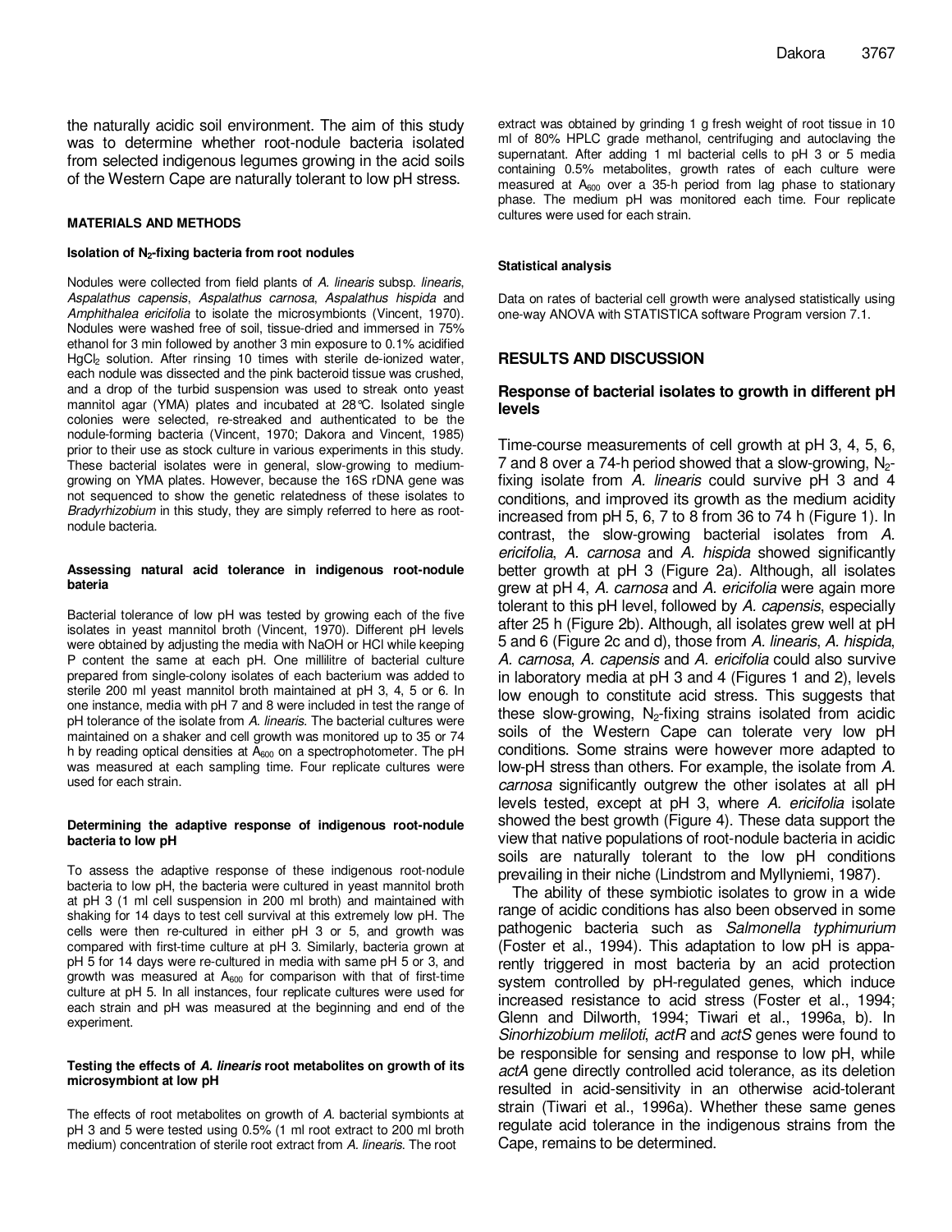the naturally acidic soil environment. The aim of this study was to determine whether root-nodule bacteria isolated from selected indigenous legumes growing in the acid soils of the Western Cape are naturally tolerant to low pH stress.

## MATERIALS AND METHODS

### Isolation of $N_2$-fixing bacteria from root nodules

Nodules were collected from field plants of *A. linearis* subsp. *linearis*, *Aspalathus capensis*, *Aspalathus carnosa*, *Aspalathus hispida* and *Amphithalea ericifolia* to isolate the microsymbionts (Vincent, 1970). Nodules were washed free of soil, tissue-dried and immersed in 75% ethanol for 3 min followed by another 3 min exposure to 0.1% acidified $HgCl_2$ solution. After rinsing 10 times with sterile de-ionized water, each nodule was dissected and the pink bacteroid tissue was crushed, and a drop of the turbid suspension was used to streak onto yeast mannitol agar (YMA) plates and incubated at 28°C. Isolated single colonies were selected, re-streaked and authenticated to be the nodule-forming bacteria (Vincent, 1970; Dakora and Vincent, 1985) prior to their use as stock culture in various experiments in this study. These bacterial isolates were in general, slow-growing to medium-growing on YMA plates. However, because the 16S rDNA gene was not sequenced to show the genetic relatedness of these isolates to *Bradyrhizobium* in this study, they are simply referred to here as root-nodule bacteria.

### Assessing natural acid tolerance in indigenous root-nodule bateria

Bacterial tolerance of low pH was tested by growing each of the five isolates in yeast mannitol broth (Vincent, 1970). Different pH levels were obtained by adjusting the media with NaOH or HCl while keeping P content the same at each pH. One millilitre of bacterial culture prepared from single-colony isolates of each bacterium was added to sterile 200 ml yeast mannitol broth maintained at pH 3, 4, 5 or 6. In one instance, media with pH 7 and 8 were included in test the range of pH tolerance of the isolate from *A. linearis*. The bacterial cultures were maintained on a shaker and cell growth was monitored up to 35 or 74 h by reading optical densities at $A_{600}$ on a spectrophotometer. The pH was measured at each sampling time. Four replicate cultures were used for each strain.

### Determining the adaptive response of indigenous root-nodule bacteria to low pH

To assess the adaptive response of these indigenous root-nodule bacteria to low pH, the bacteria were cultured in yeast mannitol broth at pH 3 (1 ml cell suspension in 200 ml broth) and maintained with shaking for 14 days to test cell survival at this extremely low pH. The cells were then re-cultured in either pH 3 or 5, and growth was compared with first-time culture at pH 3. Similarly, bacteria grown at pH 5 for 14 days were re-cultured in media with same pH 5 or 3, and growth was measured at $A_{600}$ for comparison with that of first-time culture at pH 5. In all instances, four replicate cultures were used for each strain and pH was measured at the beginning and end of the experiment.

### Testing the effects of *A. linearis* root metabolites on growth of its microsymbiont at low pH

The effects of root metabolites on growth of *A.* bacterial symbionts at pH 3 and 5 were tested using 0.5% (1 ml root extract to 200 ml broth medium) concentration of sterile root extract from *A. linearis*. The root extract was obtained by grinding 1 g fresh weight of root tissue in 10 ml of 80% HPLC grade methanol, centrifuging and autoclaving the supernatant. After adding 1 ml bacterial cells to pH 3 or 5 media containing 0.5% metabolites, growth rates of each culture were measured at $A_{600}$ over a 35-h period from lag phase to stationary phase. The medium pH was monitored each time. Four replicate cultures were used for each strain.

### Statistical analysis

Data on rates of bacterial cell growth were analysed statistically using one-way ANOVA with STATISTICA software Program version 7.1.

## RESULTS AND DISCUSSION

### Response of bacterial isolates to growth in different pH levels

Time-course measurements of cell growth at pH 3, 4, 5, 6, 7 and 8 over a 74-h period showed that a slow-growing, $N_2$-fixing isolate from *A. linearis* could survive pH 3 and 4 conditions, and improved its growth as the medium acidity increased from pH 5, 6, 7 to 8 from 36 to 74 h (Figure 1). In contrast, the slow-growing bacterial isolates from *A. ericifolia*, *A. carnosa* and *A. hispida* showed significantly better growth at pH 3 (Figure 2a). Although, all isolates grew at pH 4, *A. carnosa* and *A. ericifolia* were again more tolerant to this pH level, followed by *A. capensis*, especially after 25 h (Figure 2b). Although, all isolates grew well at pH 5 and 6 (Figure 2c and d), those from *A. linearis*, *A. hispida*, *A. carnosa*, *A. capensis* and *A. ericifolia* could also survive in laboratory media at pH 3 and 4 (Figures 1 and 2), levels low enough to constitute acid stress. This suggests that these slow-growing, $N_2$-fixing strains isolated from acidic soils of the Western Cape can tolerate very low pH conditions. Some strains were however more adapted to low-pH stress than others. For example, the isolate from *A. carnosa* significantly outgrew the other isolates at all pH levels tested, except at pH 3, where *A. ericifolia* isolate showed the best growth (Figure 4). These data support the view that native populations of root-nodule bacteria in acidic soils are naturally tolerant to the low pH conditions prevailing in their niche (Lindstrom and Myllyniemi, 1987).

The ability of these symbiotic isolates to grow in a wide range of acidic conditions has also been observed in some pathogenic bacteria such as *Salmonella typhimurium* (Foster et al., 1994). This adaptation to low pH is apparently triggered in most bacteria by an acid protection system controlled by pH-regulated genes, which induce increased resistance to acid stress (Foster et al., 1994; Glenn and Dilworth, 1994; Tiwari et al., 1996a, b). In *Sinorhizobium meliloti*, *actR* and *actS* genes were found to be responsible for sensing and response to low pH, while *actA* gene directly controlled acid tolerance, as its deletion resulted in acid-sensitivity in an otherwise acid-tolerant strain (Tiwari et al., 1996a). Whether these same genes regulate acid tolerance in the indigenous strains from the Cape, remains to be determined.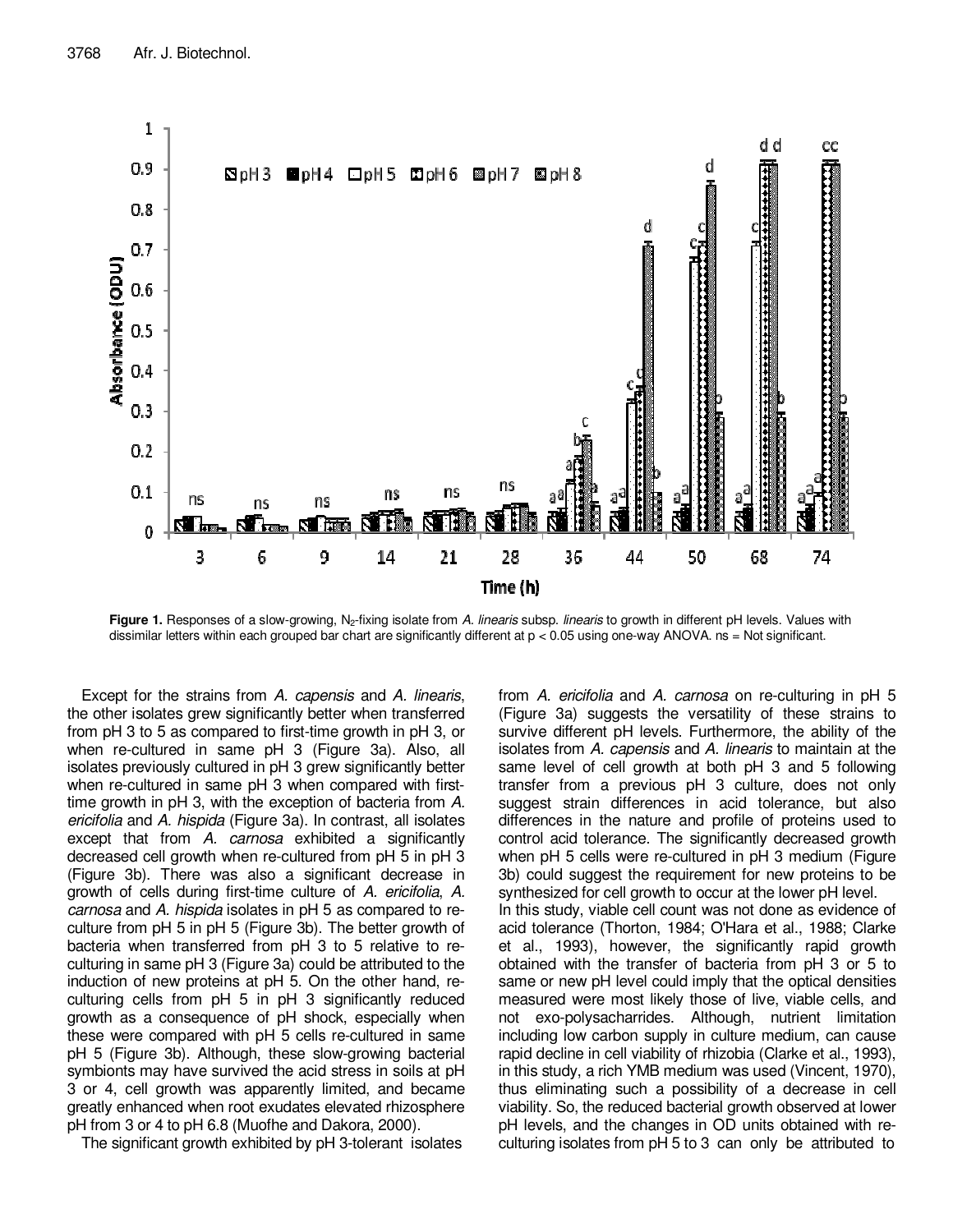**Figure 1.** Responses of a slow-growing, $N_2$-fixing isolate from *A. linearis* subsp. *linearis* to growth in different pH levels. Values with dissimilar letters within each grouped bar chart are significantly different at $p < 0.05$ using one-way ANOVA. ns = Not significant.

Except for the strains from *A. capensis* and *A. linearis*, the other isolates grew significantly better when transferred from pH 3 to 5 as compared to first-time growth in pH 3, or when re-cultured in same pH 3 (Figure 3a). Also, all isolates previously cultured in pH 3 grew significantly better when re-cultured in same pH 3 when compared with first-time growth in pH 3, with the exception of bacteria from *A. ericifolia* and *A. hispida* (Figure 3a). In contrast, all isolates except that from *A. carnosa* exhibited a significantly decreased cell growth when re-cultured from pH 5 in pH 3 (Figure 3b). There was also a significant decrease in growth of cells during first-time culture of *A. ericifolia*, *A. carnosa* and *A. hispida* isolates in pH 5 as compared to re-culture from pH 5 in pH 5 (Figure 3b). The better growth of bacteria when transferred from pH 3 to 5 relative to re-culturing in same pH 3 (Figure 3a) could be attributed to the induction of new proteins at pH 5. On the other hand, re-culturing cells from pH 5 in pH 3 significantly reduced growth as a consequence of pH shock, especially when these were compared with pH 5 cells re-cultured in same pH 5 (Figure 3b). Although, these slow-growing bacterial symbionts may have survived the acid stress in soils at pH 3 or 4, cell growth was apparently limited, and became greatly enhanced when root exudates elevated rhizosphere pH from 3 or 4 to pH 6.8 (Muofhe and Dakora, 2000).

The significant growth exhibited by pH 3-tolerant isolates from *A. ericifolia* and *A. carnosa* on re-culturing in pH 5 (Figure 3a) suggests the versatility of these strains to survive different pH levels. Furthermore, the ability of the isolates from *A. capensis* and *A. linearis* to maintain at the same level of cell growth at both pH 3 and 5 following transfer from a previous pH 3 culture, does not only suggest strain differences in acid tolerance, but also differences in the nature and profile of proteins used to control acid tolerance. The significantly decreased growth when pH 5 cells were re-cultured in pH 3 medium (Figure 3b) could suggest the requirement for new proteins to be synthesized for cell growth to occur at the lower pH level.

In this study, viable cell count was not done as evidence of acid tolerance (Thorton, 1984; O'Hara et al., 1988; Clarke et al., 1993), however, the significantly rapid growth obtained with the transfer of bacteria from pH 3 or 5 to same or new pH level could imply that the optical densities measured were most likely those of live, viable cells, and not exo-polysacharrides. Although, nutrient limitation including low carbon supply in culture medium, can cause rapid decline in cell viability of rhizobia (Clarke et al., 1993), in this study, a rich YMB medium was used (Vincent, 1970), thus eliminating such a possibility of a decrease in cell viability. So, the reduced bacterial growth observed at lower pH levels, and the changes in OD units obtained with re-culturing isolates from pH 5 to 3 can only be attributed to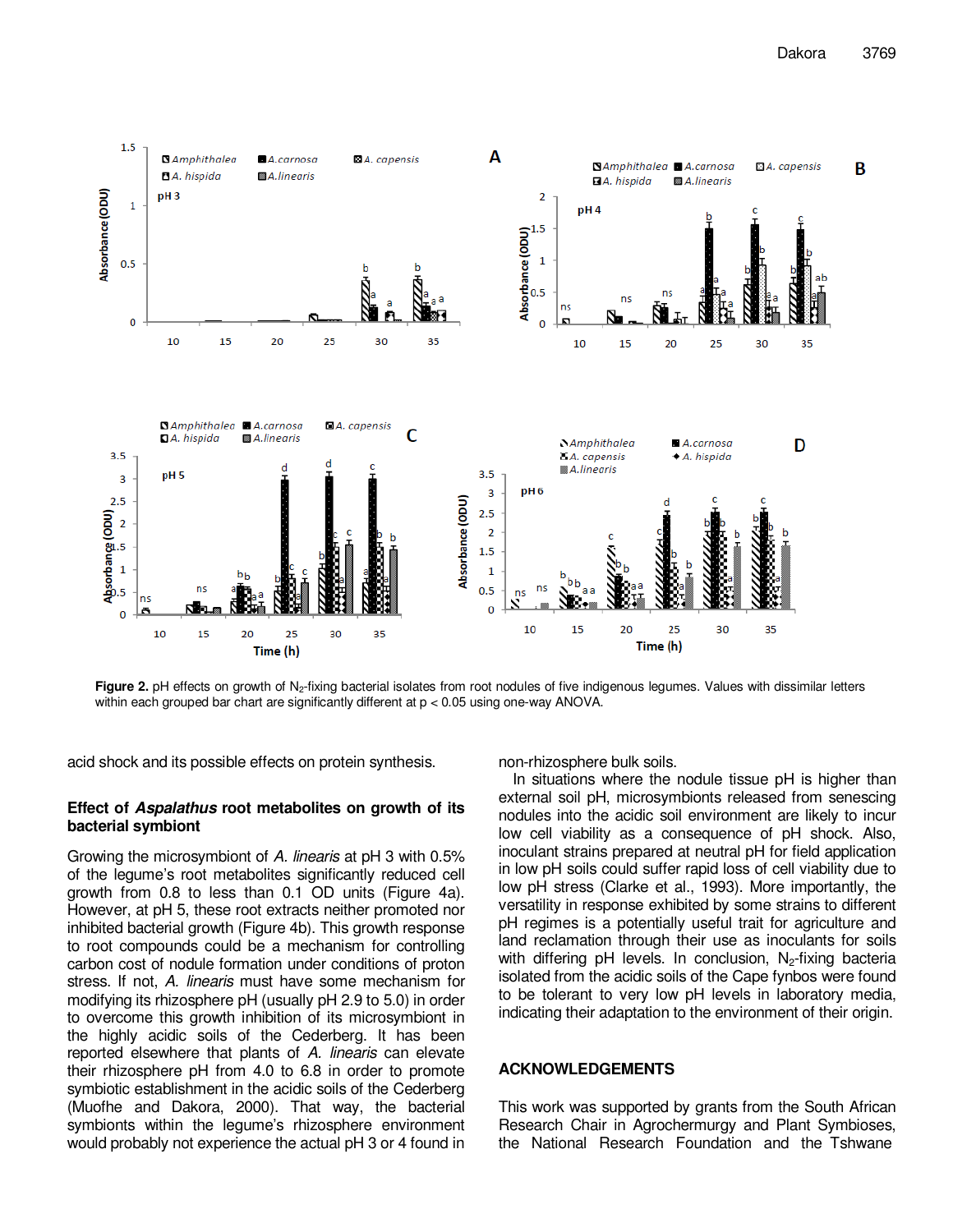Figure 2. pH effects on growth of $N_2$-fixing bacterial isolates from root nodules of five indigenous legumes. Values with dissimilar letters within each grouped bar chart are significantly different at $p < 0.05$ using one-way ANOVA.

acid shock and its possible effects on protein synthesis.

### Effect of *Aspalathus* root metabolites on growth of its bacterial symbiont

Growing the microsymbiont of *A. linearis* at pH 3 with 0.5% of the legume's root metabolites significantly reduced cell growth from 0.8 to less than 0.1 OD units (Figure 4a). However, at pH 5, these root extracts neither promoted nor inhibited bacterial growth (Figure 4b). This growth response to root compounds could be a mechanism for controlling carbon cost of nodule formation under conditions of proton stress. If not, *A. linearis* must have some mechanism for modifying its rhizosphere pH (usually pH 2.9 to 5.0) in order to overcome this growth inhibition of its microsymbiont in the highly acidic soils of the Cederberg. It has been reported elsewhere that plants of *A. linearis* can elevate their rhizosphere pH from 4.0 to 6.8 in order to promote symbiotic establishment in the acidic soils of the Cederberg (Muofhe and Dakora, 2000). That way, the bacterial symbionts within the legume's rhizosphere environment would probably not experience the actual pH 3 or 4 found in non-rhizosphere bulk soils.

In situations where the nodule tissue pH is higher than external soil pH, microsymbionts released from senescing nodules into the acidic soil environment are likely to incur low cell viability as a consequence of pH shock. Also, inoculant strains prepared at neutral pH for field application in low pH soils could suffer rapid loss of cell viability due to low pH stress (Clarke et al., 1993). More importantly, the versatility in response exhibited by some strains to different pH regimes is a potentially useful trait for agriculture and land reclamation through their use as inoculants for soils with differing pH levels. In conclusion, $N_2$-fixing bacteria isolated from the acidic soils of the Cape fynbos were found to be tolerant to very low pH levels in laboratory media, indicating their adaptation to the environment of their origin.

## ACKNOWLEDGEMENTS

This work was supported by grants from the South African Research Chair in Agrochermurgy and Plant Symbioses, the National Research Foundation and the Tshwane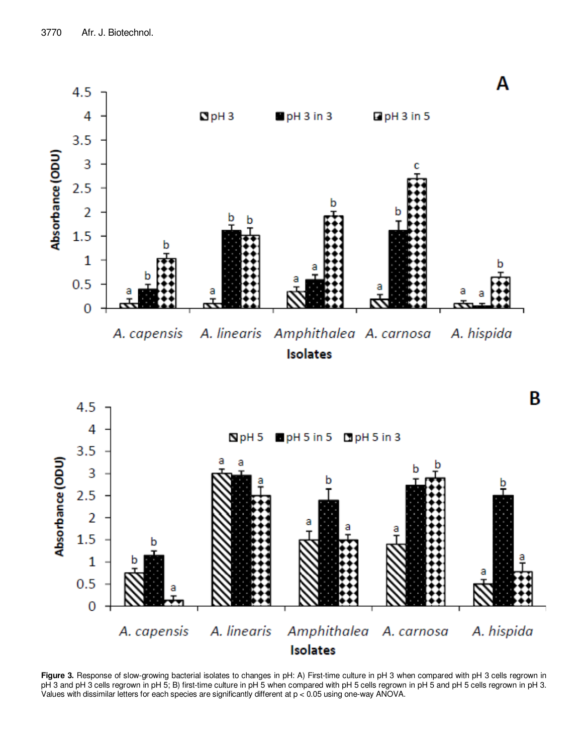**Figure 3.** Response of slow-growing bacterial isolates to changes in pH: A) First-time culture in pH 3 when compared with pH 3 cells regrown in pH 3 and pH 3 cells regrown in pH 5; B) first-time culture in pH 5 when compared with pH 5 cells regrown in pH 5 and pH 5 cells regrown in pH 3. Values with dissimilar letters for each species are significantly different at $p < 0.05$ using one-way ANOVA.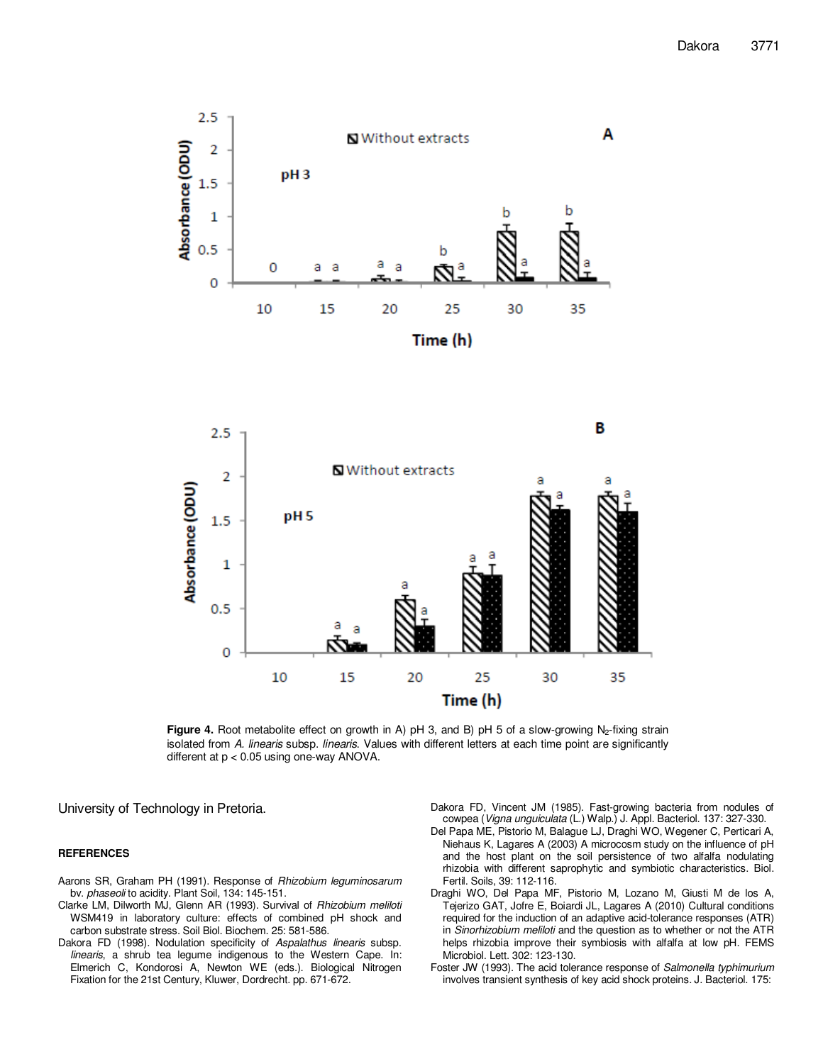Figure 4. Root metabolite effect on growth in A) pH 3, and B) pH 5 of a slow-growing $N_2$-fixing strain isolated from *A. linearis* subsp. *linearis*. Values with different letters at each time point are significantly different at $p < 0.05$ using one-way ANOVA.

University of Technology in Pretoria.

## REFERENCES

Aarons SR, Graham PH (1991). Response of *Rhizobium leguminosarum* bv. *phaseoli* to acidity. Plant Soil, 134: 145-151.

Clarke LM, Dilworth MJ, Glenn AR (1993). Survival of *Rhizobium meliloti* WSM419 in laboratory culture: effects of combined pH shock and carbon substrate stress. Soil Biol. Biochem. 25: 581-586.

Dakora FD (1998). Nodulation specificity of *Aspalathus linearis* subsp. *linearis*, a shrub tea legume indigenous to the Western Cape. In: Elmerich C, Kondorosi A, Newton WE (eds.). Biological Nitrogen Fixation for the 21st Century, Kluwer, Dordrecht. pp. 671-672.

Dakora FD, Vincent JM (1985). Fast-growing bacteria from nodules of cowpea (*Vigna unguiculata* (L.) Walp.) J. Appl. Bacteriol. 137: 327-330.

Del Papa ME, Pistorio M, Balague LJ, Draghi WO, Wegener C, Perticari A, Niehaus K, Lagares A (2003) A microcosm study on the influence of pH and the host plant on the soil persistence of two alfalfa nodulating rhizobia with different saprophytic and symbiotic characteristics. Biol. Fertil. Soils, 39: 112-116.

Draghi WO, Del Papa MF, Pistorio M, Lozano M, Giusti M de los A, Tejerizo GAT, Jofre E, Boiardi JL, Lagares A (2010) Cultural conditions required for the induction of an adaptive acid-tolerance responses (ATR) in *Sinorhizobium meliloti* and the question as to whether or not the ATR helps rhizobia improve their symbiosis with alfalfa at low pH. FEMS Microbiol. Lett. 302: 123-130.

Foster JW (1993). The acid tolerance response of *Salmonella typhimurium* involves transient synthesis of key acid shock proteins. J. Bacteriol. 175: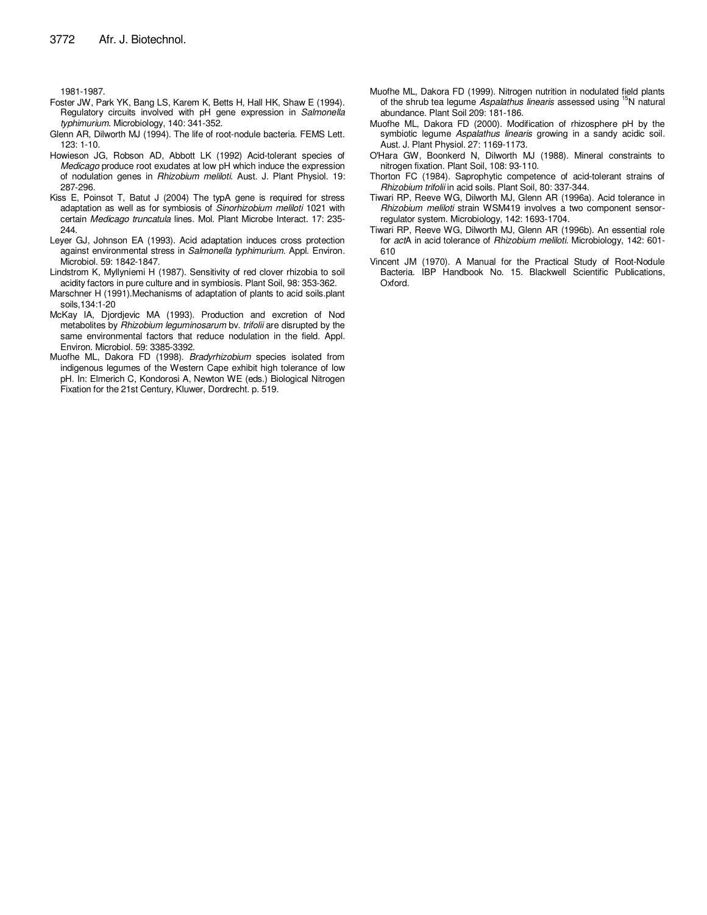1981-1987.

Foster JW, Park YK, Bang LS, Karem K, Betts H, Hall HK, Shaw E (1994). Regulatory circuits involved with pH gene expression in *Salmonella typhimurium*. Microbiology, 140: 341-352.

Glenn AR, Dilworth MJ (1994). The life of root-nodule bacteria. FEMS Lett. 123: 1-10.

Howieson JG, Robson AD, Abbott LK (1992) Acid-tolerant species of *Medicago* produce root exudates at low pH which induce the expression of nodulation genes in *Rhizobium meliloti*. Aust. J. Plant Physiol. 19: 287-296.

Kiss E, Poinsot T, Batut J (2004) The typA gene is required for stress adaptation as well as for symbiosis of *Sinorhizobium meliloti* 1021 with certain *Medicago truncatula* lines. Mol. Plant Microbe Interact. 17: 235-244.

Leyer GJ, Johnson EA (1993). Acid adaptation induces cross protection against environmental stress in *Salmonella typhimurium*. Appl. Environ. Microbiol. 59: 1842-1847.

Lindstrom K, Myllyniemi H (1987). Sensitivity of red clover rhizobia to soil acidity factors in pure culture and in symbiosis. Plant Soil, 98: 353-362.

Marschner H (1991).Mechanisms of adaptation of plants to acid soils.plant soils,134:1-20

McKay IA, Djordjevic MA (1993). Production and excretion of Nod metabolites by *Rhizobium leguminosarum* bv. *trifolii* are disrupted by the same environmental factors that reduce nodulation in the field. Appl. Environ. Microbiol. 59: 3385-3392.

Muofhe ML, Dakora FD (1998). *Bradyrhizobium* species isolated from indigenous legumes of the Western Cape exhibit high tolerance of low pH. In: Elmerich C, Kondorosi A, Newton WE (eds.) Biological Nitrogen Fixation for the 21st Century, Kluwer, Dordrecht. p. 519.

Muofhe ML, Dakora FD (1999). Nitrogen nutrition in nodulated field plants of the shrub tea legume *Aspalathus linearis* assessed using $^{15}N$ natural abundance. Plant Soil 209: 181-186.

Muofhe ML, Dakora FD (2000). Modification of rhizosphere pH by the symbiotic legume *Aspalathus linearis* growing in a sandy acidic soil. Aust. J. Plant Physiol. 27: 1169-1173.

O'Hara GW, Boonkerd N, Dilworth MJ (1988). Mineral constraints to nitrogen fixation. Plant Soil, 108: 93-110.

Thorton FC (1984). Saprophytic competence of acid-tolerant strains of *Rhizobium trifolii* in acid soils. Plant Soil, 80: 337-344.

Tiwari RP, Reeve WG, Dilworth MJ, Glenn AR (1996a). Acid tolerance in *Rhizobium meliloti* strain WSM419 involves a two component sensor-regulator system. Microbiology, 142: 1693-1704.

Tiwari RP, Reeve WG, Dilworth MJ, Glenn AR (1996b). An essential role for *act*A in acid tolerance of *Rhizobium meliloti*. Microbiology, 142: 601-610

Vincent JM (1970). A Manual for the Practical Study of Root-Nodule Bacteria. IBP Handbook No. 15. Blackwell Scientific Publications, Oxford.